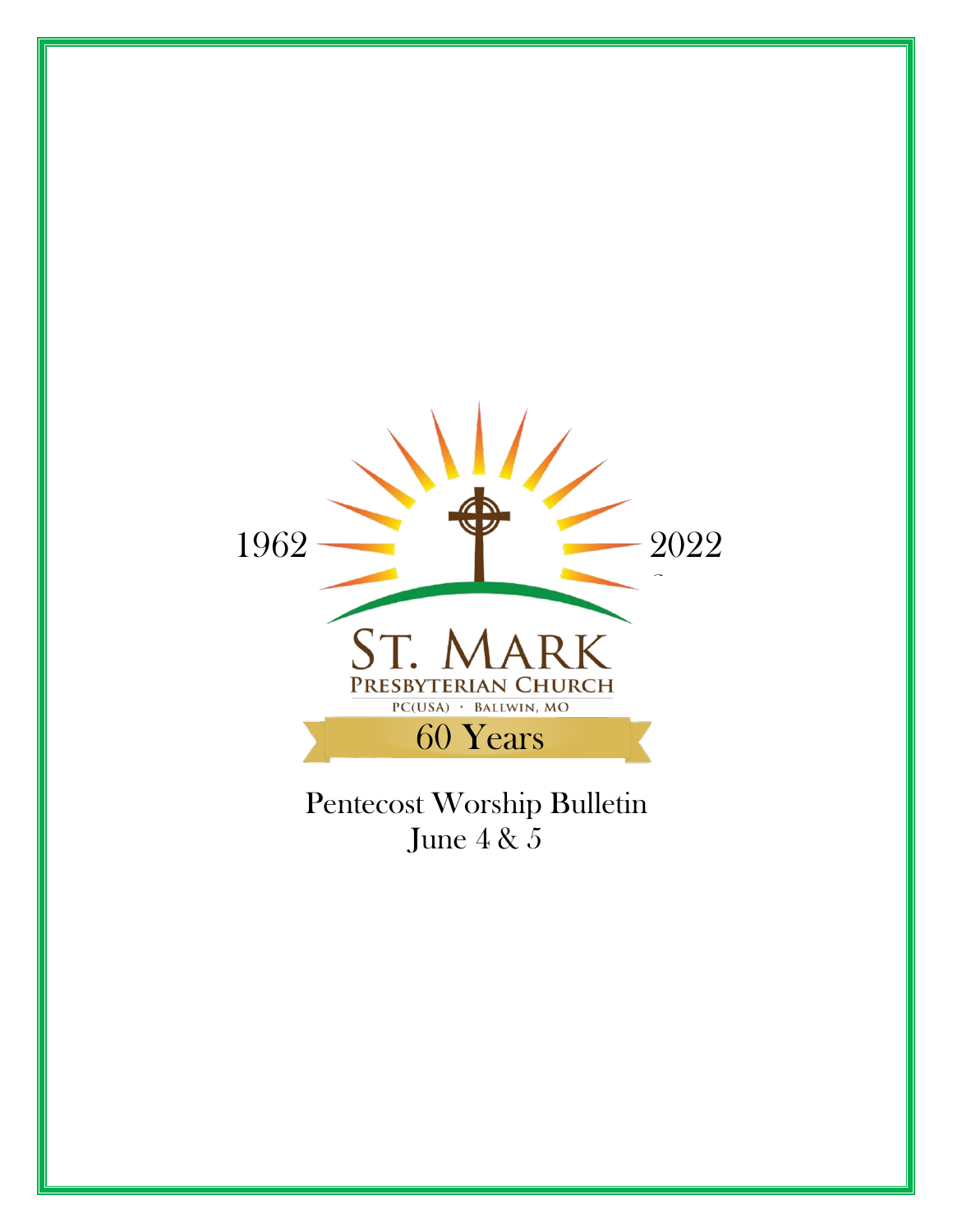1962 2022

ST. MARK

PRESBYTERIAN CHURCH

PC(USA) · BALLWIN, MO

60 Years

Pentecost Worship Bulletin

June 4 & 5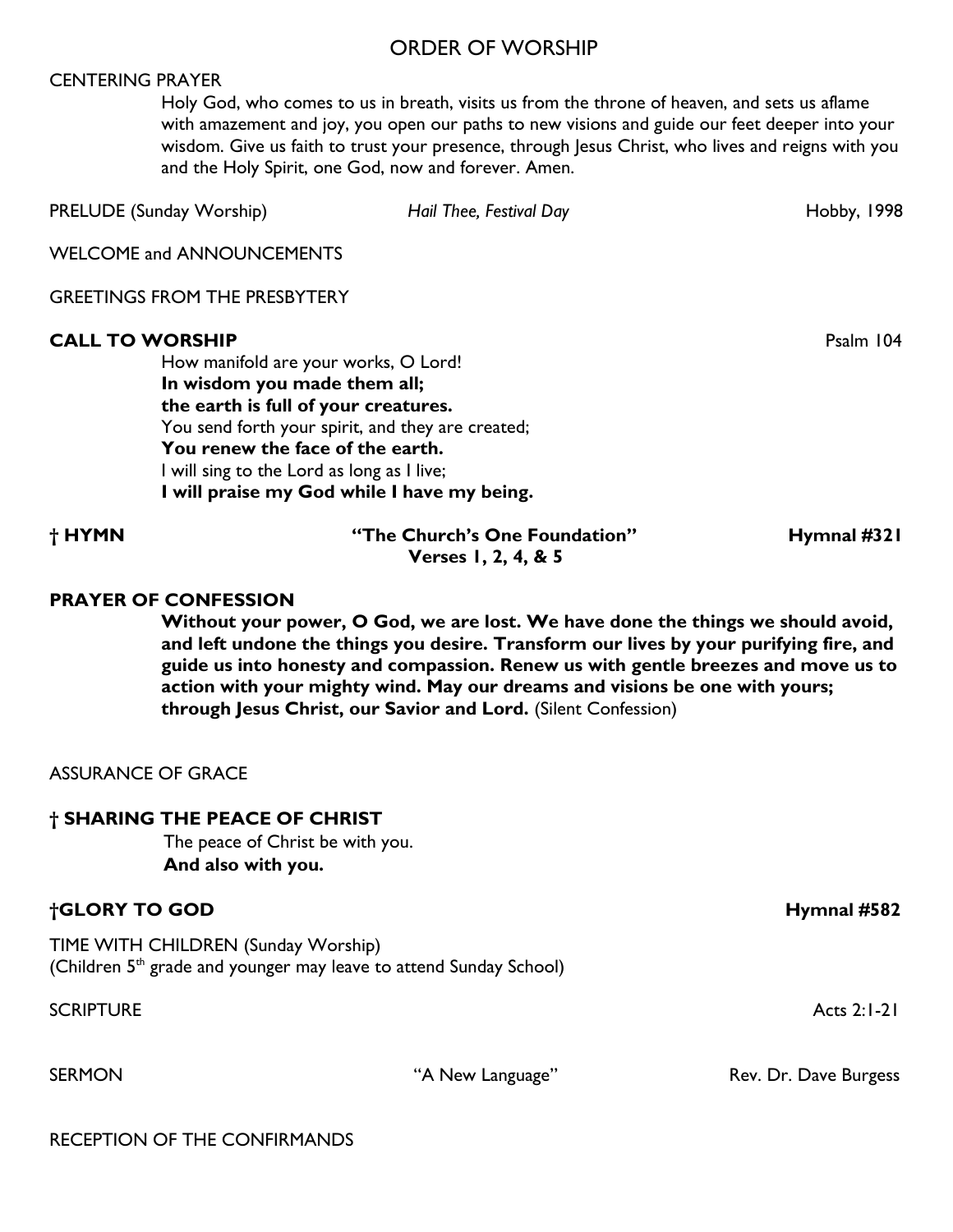# ORDER OF WORSHIP

CENTERING PRAYER

Holy God, who comes to us in breath, visits us from the throne of heaven, and sets us aflame with amazement and joy, you open our paths to new visions and guide our feet deeper into your wisdom. Give us faith to trust your presence, through Jesus Christ, who lives and reigns with you and the Holy Spirit, one God, now and forever. Amen.

PRELUDE (Sunday Worship) — *Hail Thee, Festival Day* — Hobby, 1998

WELCOME and ANNOUNCEMENTS

GREETINGS FROM THE PRESBYTERY

**CALL TO WORSHIP** — Psalm 104

How manifold are your works, O Lord!
**In wisdom you made them all;**
**the earth is full of your creatures.**
You send forth your spirit, and they are created;
**You renew the face of the earth.**
I will sing to the Lord as long as I live;
**I will praise my God while I have my being.**

**† HYMN** — **"The Church's One Foundation"** — **Hymnal #321**
**Verses 1, 2, 4, & 5**

**PRAYER OF CONFESSION**

**Without your power, O God, we are lost. We have done the things we should avoid, and left undone the things you desire. Transform our lives by your purifying fire, and guide us into honesty and compassion. Renew us with gentle breezes and move us to action with your mighty wind. May our dreams and visions be one with yours; through Jesus Christ, our Savior and Lord.** (Silent Confession)

ASSURANCE OF GRACE

**† SHARING THE PEACE OF CHRIST**

The peace of Christ be with you.
**And also with you.**

**†GLORY TO GOD** — **Hymnal #582**

TIME WITH CHILDREN (Sunday Worship)
(Children 5th grade and younger may leave to attend Sunday School)

SCRIPTURE — Acts 2:1-21

SERMON — "A New Language" — Rev. Dr. Dave Burgess

RECEPTION OF THE CONFIRMANDS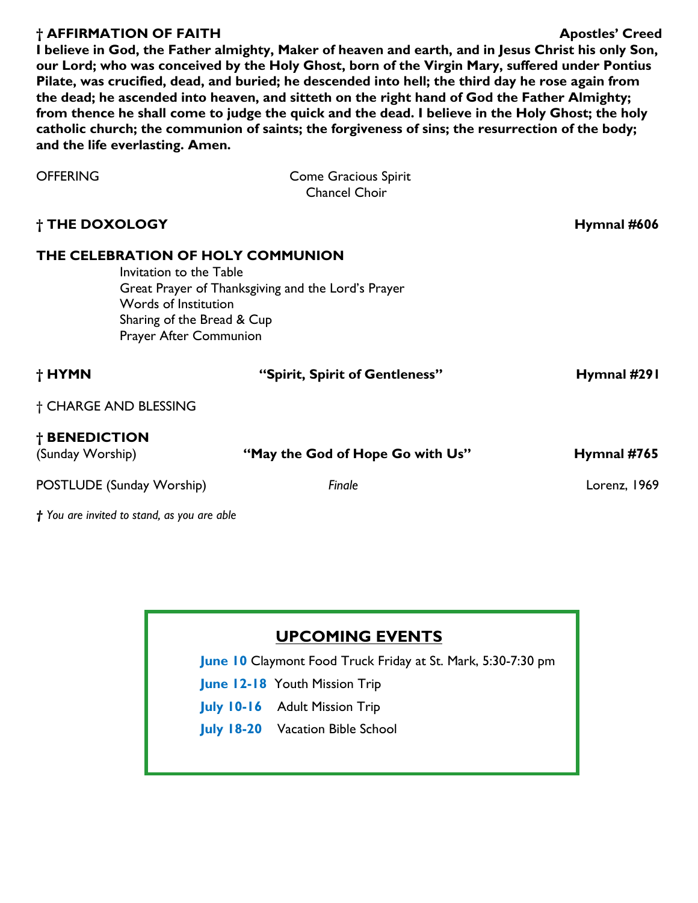**† AFFIRMATION OF FAITH** **Apostles' Creed**

**I believe in God, the Father almighty, Maker of heaven and earth, and in Jesus Christ his only Son, our Lord; who was conceived by the Holy Ghost, born of the Virgin Mary, suffered under Pontius Pilate, was crucified, dead, and buried; he descended into hell; the third day he rose again from the dead; he ascended into heaven, and sitteth on the right hand of God the Father Almighty; from thence he shall come to judge the quick and the dead. I believe in the Holy Ghost; the holy catholic church; the communion of saints; the forgiveness of sins; the resurrection of the body; and the life everlasting. Amen.**

OFFERING — Come Gracious Spirit
Chancel Choir

**† THE DOXOLOGY** **Hymnal #606**

**THE CELEBRATION OF HOLY COMMUNION**

Invitation to the Table
Great Prayer of Thanksgiving and the Lord's Prayer
Words of Institution
Sharing of the Bread & Cup
Prayer After Communion

**† HYMN** **"Spirit, Spirit of Gentleness"** **Hymnal #291**

† CHARGE AND BLESSING

**† BENEDICTION**
(Sunday Worship) **"May the God of Hope Go with Us"** **Hymnal #765**

POSTLUDE (Sunday Worship) *Finale* Lorenz, 1969

*† You are invited to stand, as you are able*

## UPCOMING EVENTS

**June 10** Claymont Food Truck Friday at St. Mark, 5:30-7:30 pm

**June 12-18** Youth Mission Trip

**July 10-16** Adult Mission Trip

**July 18-20** Vacation Bible School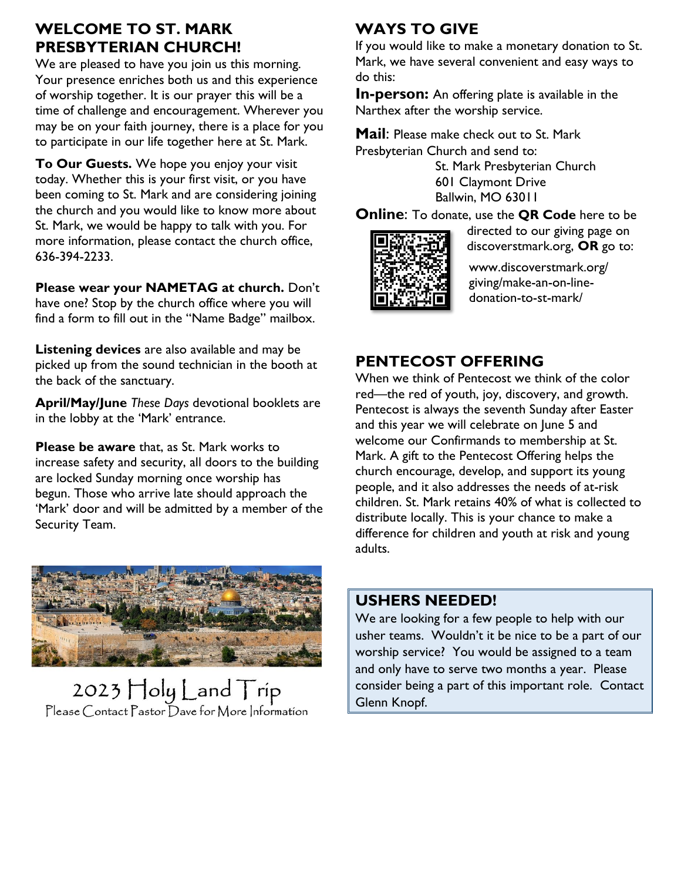## WELCOME TO ST. MARK PRESBYTERIAN CHURCH!

We are pleased to have you join us this morning. Your presence enriches both us and this experience of worship together. It is our prayer this will be a time of challenge and encouragement. Wherever you may be on your faith journey, there is a place for you to participate in our life together here at St. Mark.

**To Our Guests.** We hope you enjoy your visit today. Whether this is your first visit, or you have been coming to St. Mark and are considering joining the church and you would like to know more about St. Mark, we would be happy to talk with you. For more information, please contact the church office, 636-394-2233.

**Please wear your NAMETAG at church.** Don't have one? Stop by the church office where you will find a form to fill out in the "Name Badge" mailbox.

**Listening devices** are also available and may be picked up from the sound technician in the booth at the back of the sanctuary.

**April/May/June** *These Days* devotional booklets are in the lobby at the 'Mark' entrance.

**Please be aware** that, as St. Mark works to increase safety and security, all doors to the building are locked Sunday morning once worship has begun. Those who arrive late should approach the 'Mark' door and will be admitted by a member of the Security Team.

2023 Holy Land Trip
Please Contact Pastor Dave for More Information

## WAYS TO GIVE

If you would like to make a monetary donation to St. Mark, we have several convenient and easy ways to do this:

**In-person:** An offering plate is available in the Narthex after the worship service.

**Mail**: Please make check out to St. Mark Presbyterian Church and send to:

St. Mark Presbyterian Church
601 Claymont Drive
Ballwin, MO 63011

**Online**: To donate, use the **QR Code** here to be directed to our giving page on discoverstmark.org, **OR** go to:

www.discoverstmark.org/giving/make-an-on-line-donation-to-st-mark/

## PENTECOST OFFERING

When we think of Pentecost we think of the color red—the red of youth, joy, discovery, and growth. Pentecost is always the seventh Sunday after Easter and this year we will celebrate on June 5 and welcome our Confirmands to membership at St. Mark. A gift to the Pentecost Offering helps the church encourage, develop, and support its young people, and it also addresses the needs of at-risk children. St. Mark retains 40% of what is collected to distribute locally. This is your chance to make a difference for children and youth at risk and young adults.

## USHERS NEEDED!

We are looking for a few people to help with our usher teams. Wouldn't it be nice to be a part of our worship service? You would be assigned to a team and only have to serve two months a year. Please consider being a part of this important role. Contact Glenn Knopf.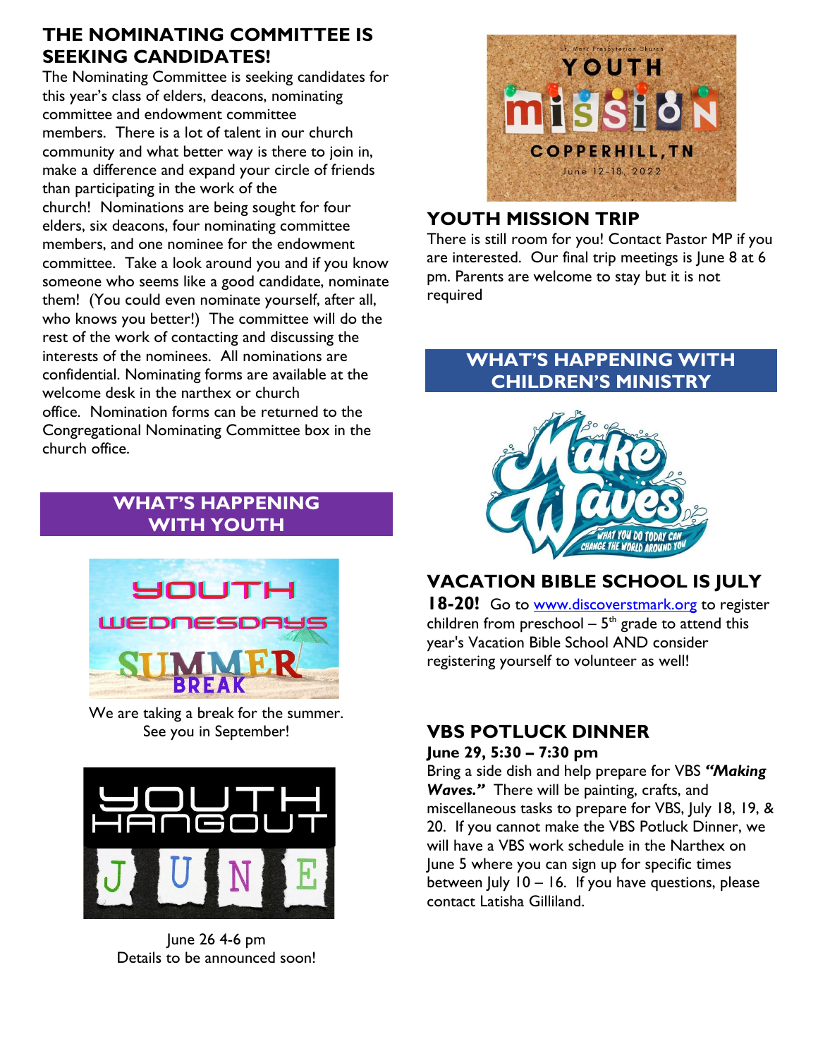## THE NOMINATING COMMITTEE IS SEEKING CANDIDATES!

The Nominating Committee is seeking candidates for this year's class of elders, deacons, nominating committee and endowment committee members. There is a lot of talent in our church community and what better way is there to join in, make a difference and expand your circle of friends than participating in the work of the church! Nominations are being sought for four elders, six deacons, four nominating committee members, and one nominee for the endowment committee. Take a look around you and if you know someone who seems like a good candidate, nominate them! (You could even nominate yourself, after all, who knows you better!) The committee will do the rest of the work of contacting and discussing the interests of the nominees. All nominations are confidential. Nominating forms are available at the welcome desk in the narthex or church office. Nomination forms can be returned to the Congregational Nominating Committee box in the church office.

## WHAT'S HAPPENING WITH YOUTH

We are taking a break for the summer. See you in September!

June 26 4-6 pm
Details to be announced soon!

## YOUTH MISSION TRIP

There is still room for you! Contact Pastor MP if you are interested. Our final trip meetings is June 8 at 6 pm. Parents are welcome to stay but it is not required

## WHAT'S HAPPENING WITH CHILDREN'S MINISTRY

## VACATION BIBLE SCHOOL IS JULY 18-20!

Go to www.discoverstmark.org to register children from preschool – 5th grade to attend this year's Vacation Bible School AND consider registering yourself to volunteer as well!

## VBS POTLUCK DINNER

**June 29, 5:30 – 7:30 pm**

Bring a side dish and help prepare for VBS ***"Making Waves."*** There will be painting, crafts, and miscellaneous tasks to prepare for VBS, July 18, 19, & 20. If you cannot make the VBS Potluck Dinner, we will have a VBS work schedule in the Narthex on June 5 where you can sign up for specific times between July 10 – 16. If you have questions, please contact Latisha Gilliland.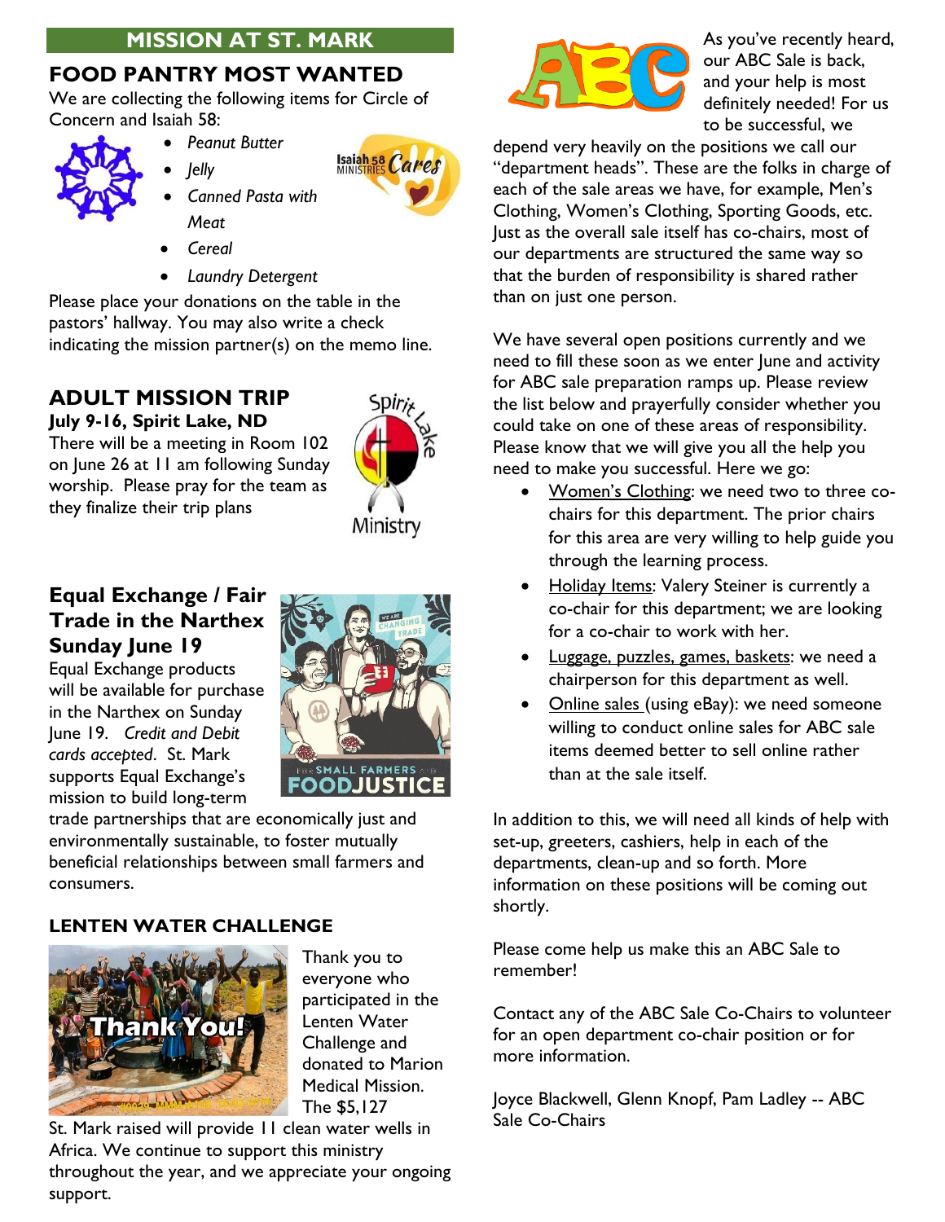## MISSION AT ST. MARK

### FOOD PANTRY MOST WANTED

We are collecting the following items for Circle of Concern and Isaiah 58:

- *Peanut Butter*
- *Jelly*
- *Canned Pasta with Meat*
- *Cereal*
- *Laundry Detergent*

Please place your donations on the table in the pastors' hallway. You may also write a check indicating the mission partner(s) on the memo line.

### ADULT MISSION TRIP

**July 9-16, Spirit Lake, ND**

There will be a meeting in Room 102 on June 26 at 11 am following Sunday worship. Please pray for the team as they finalize their trip plans

### Equal Exchange / Fair Trade in the Narthex Sunday June 19

Equal Exchange products will be available for purchase in the Narthex on Sunday June 19. *Credit and Debit cards accepted*. St. Mark supports Equal Exchange's mission to build long-term trade partnerships that are economically just and environmentally sustainable, to foster mutually beneficial relationships between small farmers and consumers.

### LENTEN WATER CHALLENGE

Thank you to everyone who participated in the Lenten Water Challenge and donated to Marion Medical Mission. The $5,127 St. Mark raised will provide 11 clean water wells in Africa. We continue to support this ministry throughout the year, and we appreciate your ongoing support.

As you've recently heard, our ABC Sale is back, and your help is most definitely needed! For us to be successful, we depend very heavily on the positions we call our "department heads". These are the folks in charge of each of the sale areas we have, for example, Men's Clothing, Women's Clothing, Sporting Goods, etc. Just as the overall sale itself has co-chairs, most of our departments are structured the same way so that the burden of responsibility is shared rather than on just one person.

We have several open positions currently and we need to fill these soon as we enter June and activity for ABC sale preparation ramps up. Please review the list below and prayerfully consider whether you could take on one of these areas of responsibility. Please know that we will give you all the help you need to make you successful. Here we go:

- Women's Clothing: we need two to three co-chairs for this department. The prior chairs for this area are very willing to help guide you through the learning process.
- Holiday Items: Valery Steiner is currently a co-chair for this department; we are looking for a co-chair to work with her.
- Luggage, puzzles, games, baskets: we need a chairperson for this department as well.
- Online sales (using eBay): we need someone willing to conduct online sales for ABC sale items deemed better to sell online rather than at the sale itself.

In addition to this, we will need all kinds of help with set-up, greeters, cashiers, help in each of the departments, clean-up and so forth. More information on these positions will be coming out shortly.

Please come help us make this an ABC Sale to remember!

Contact any of the ABC Sale Co-Chairs to volunteer for an open department co-chair position or for more information.

Joyce Blackwell, Glenn Knopf, Pam Ladley -- ABC Sale Co-Chairs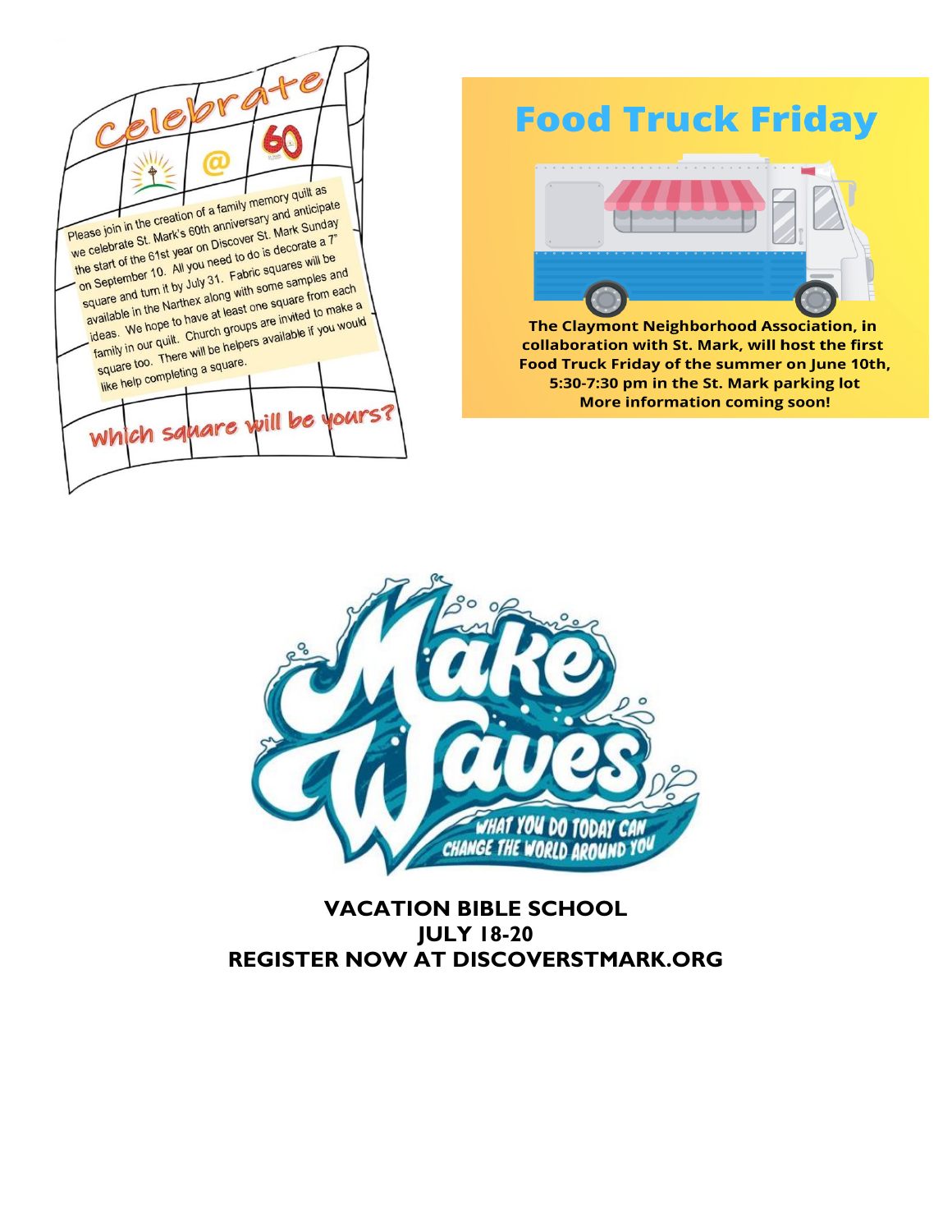## Celebrate @ 60

Please join in the creation of a family memory quilt as we celebrate St. Mark's 60th anniversary and anticipate the start of the 61st year on Discover St. Mark Sunday on September 10. All you need to do is decorate a 7" square and turn it by July 31. Fabric squares will be available in the Narthex along with some samples and ideas. We hope to have at least one square from each family in our quilt. Church groups are invited to make a square too. There will be helpers available if you would like help completing a square.

**Which square will be yours?**

## Food Truck Friday

**The Claymont Neighborhood Association, in collaboration with St. Mark, will host the first Food Truck Friday of the summer on June 10th, 5:30-7:30 pm in the St. Mark parking lot**
**More information coming soon!**

## Make Waves

WHAT YOU DO TODAY CAN CHANGE THE WORLD AROUND YOU

**VACATION BIBLE SCHOOL**
**JULY 18-20**
**REGISTER NOW AT DISCOVERSTMARK.ORG**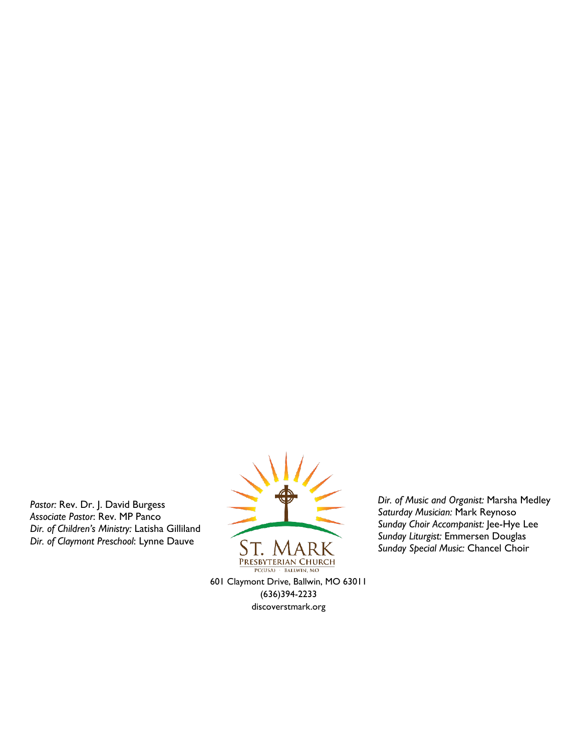*Pastor:* Rev. Dr. J. David Burgess
*Associate Pastor*: Rev. MP Panco
*Dir. of Children's Ministry:* Latisha Gilliland
*Dir. of Claymont Preschool*: Lynne Dauve

ST. MARK
PRESBYTERIAN CHURCH
PC(USA) · BALLWIN, MO

601 Claymont Drive, Ballwin, MO 63011
(636)394-2233
discoverstmark.org

*Dir. of Music and Organist:* Marsha Medley
*Saturday Musician:* Mark Reynoso
*Sunday Choir Accompanist:* Jee-Hye Lee
*Sunday Liturgist:* Emmersen Douglas
*Sunday Special Music:* Chancel Choir